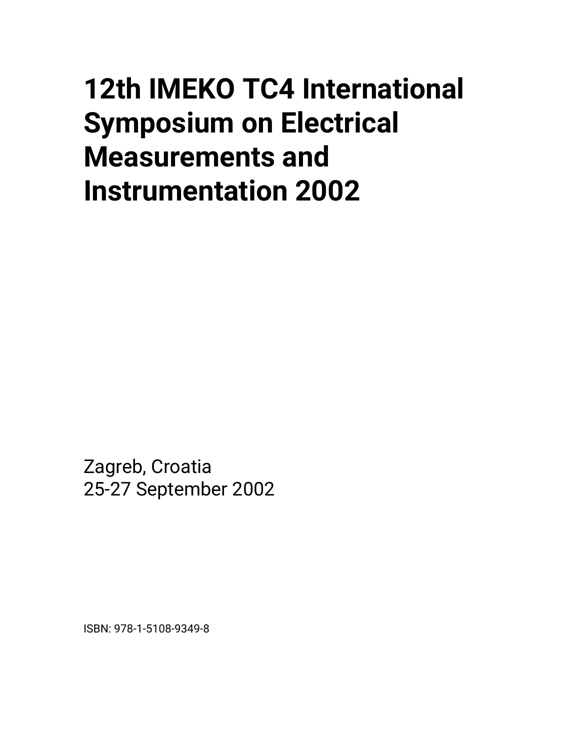# 12th IMEKO TC4 International Symposium on Electrical Measurements and Instrumentation 2002

Zagreb, Croatia
25-27 September 2002

ISBN: 978-1-5108-9349-8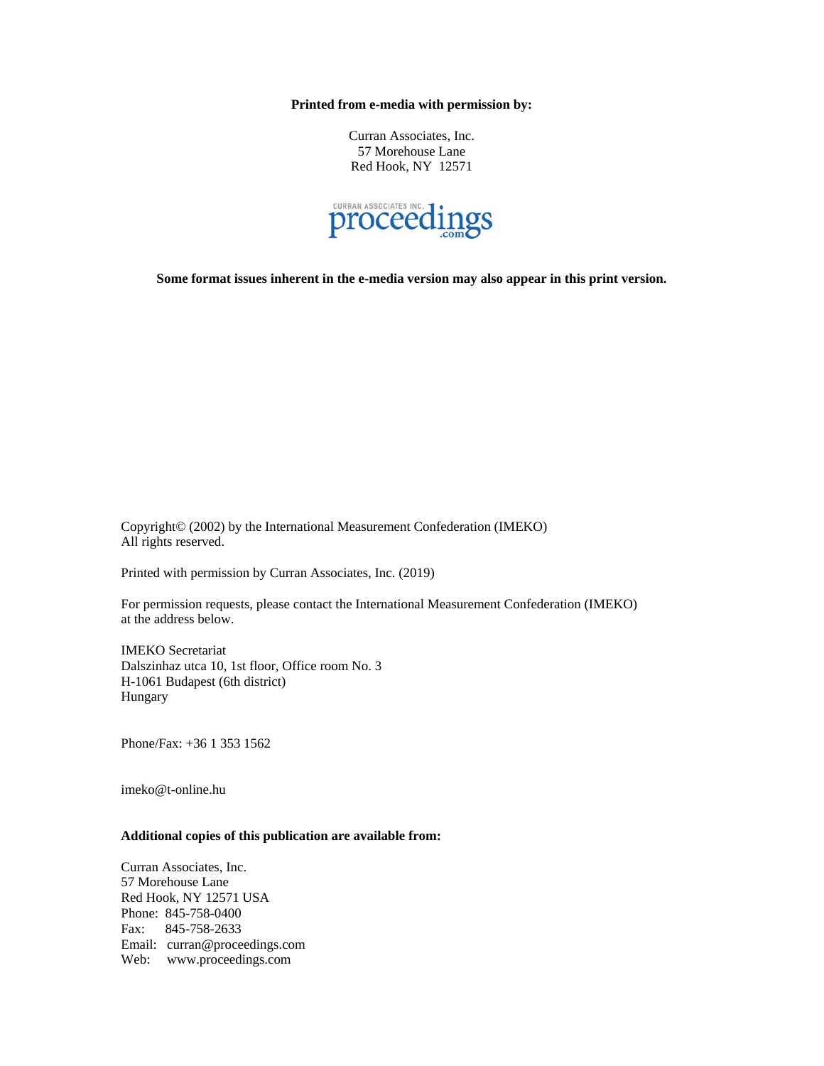**Printed from e-media with permission by:**

Curran Associates, Inc.
57 Morehouse Lane
Red Hook, NY 12571

CURRAN ASSOCIATES INC. proceedings.com

**Some format issues inherent in the e-media version may also appear in this print version.**

Copyright© (2002) by the International Measurement Confederation (IMEKO)
All rights reserved.

Printed with permission by Curran Associates, Inc. (2019)

For permission requests, please contact the International Measurement Confederation (IMEKO) at the address below.

IMEKO Secretariat
Dalszinhaz utca 10, 1st floor, Office room No. 3
H-1061 Budapest (6th district)
Hungary

Phone/Fax: +36 1 353 1562

imeko@t-online.hu

**Additional copies of this publication are available from:**

Curran Associates, Inc.
57 Morehouse Lane
Red Hook, NY 12571 USA
Phone: 845-758-0400
Fax: 845-758-2633
Email: curran@proceedings.com
Web: www.proceedings.com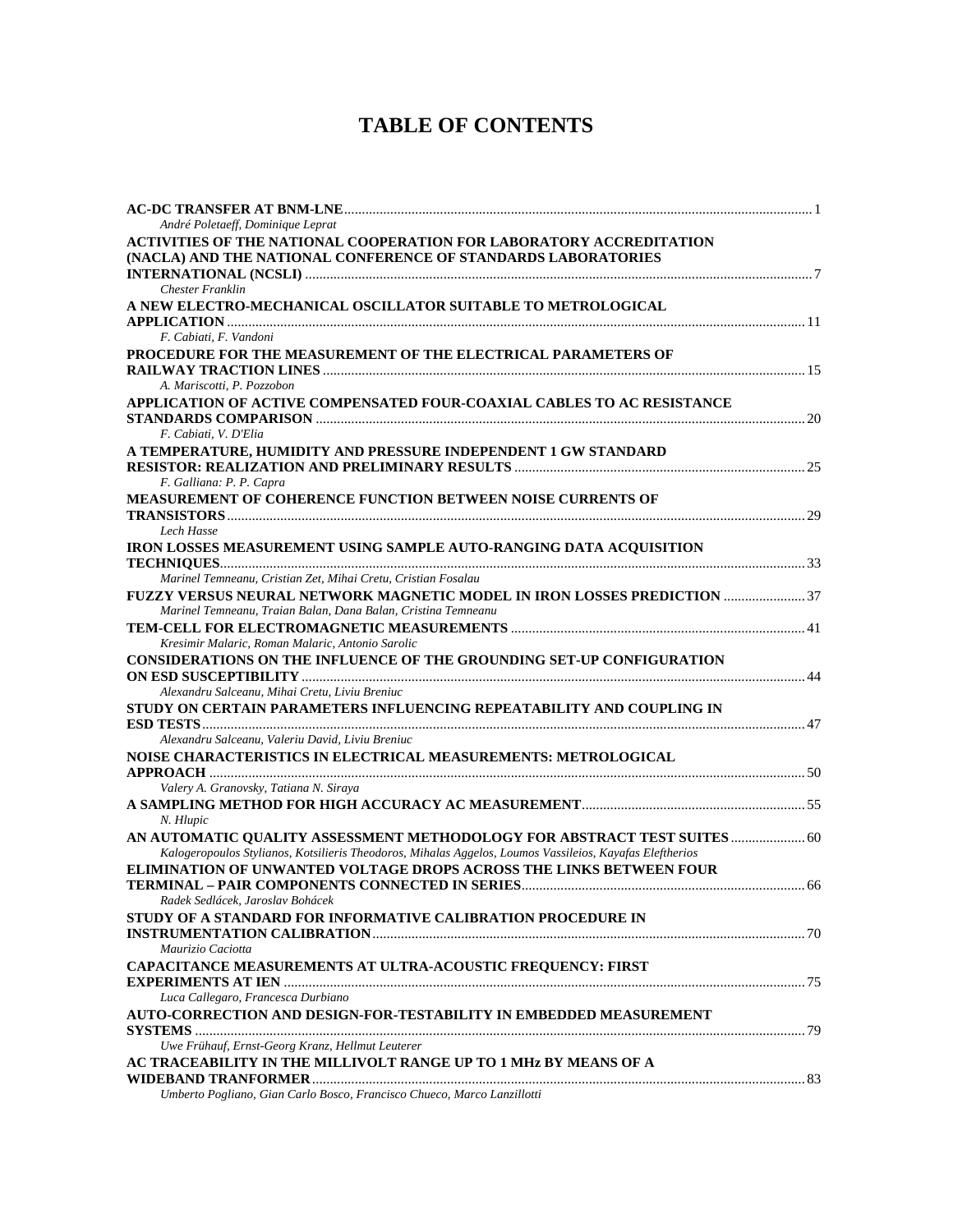# TABLE OF CONTENTS

**AC-DC TRANSFER AT BNM-LNE** ........ 1
*André Poletaeff, Dominique Leprat*

**ACTIVITIES OF THE NATIONAL COOPERATION FOR LABORATORY ACCREDITATION (NACLA) AND THE NATIONAL CONFERENCE OF STANDARDS LABORATORIES INTERNATIONAL (NCSLI)** ........ 7
*Chester Franklin*

**A NEW ELECTRO-MECHANICAL OSCILLATOR SUITABLE TO METROLOGICAL APPLICATION** ........ 11
*F. Cabiati, F. Vandoni*

**PROCEDURE FOR THE MEASUREMENT OF THE ELECTRICAL PARAMETERS OF RAILWAY TRACTION LINES** ........ 15
*A. Mariscotti, P. Pozzobon*

**APPLICATION OF ACTIVE COMPENSATED FOUR-COAXIAL CABLES TO AC RESISTANCE STANDARDS COMPARISON** ........ 20
*F. Cabiati, V. D'Elia*

**A TEMPERATURE, HUMIDITY AND PRESSURE INDEPENDENT 1 GW STANDARD RESISTOR: REALIZATION AND PRELIMINARY RESULTS** ........ 25
*F. Galliana: P. P. Capra*

**MEASUREMENT OF COHERENCE FUNCTION BETWEEN NOISE CURRENTS OF TRANSISTORS** ........ 29
*Lech Hasse*

**IRON LOSSES MEASUREMENT USING SAMPLE AUTO-RANGING DATA ACQUISITION TECHNIQUES** ........ 33
*Marinel Temneanu, Cristian Zet, Mihai Cretu, Cristian Fosalau*

**FUZZY VERSUS NEURAL NETWORK MAGNETIC MODEL IN IRON LOSSES PREDICTION** ........ 37
*Marinel Temneanu, Traian Balan, Dana Balan, Cristina Temneanu*

**TEM-CELL FOR ELECTROMAGNETIC MEASUREMENTS** ........ 41
*Kresimir Malaric, Roman Malaric, Antonio Sarolic*

**CONSIDERATIONS ON THE INFLUENCE OF THE GROUNDING SET-UP CONFIGURATION ON ESD SUSCEPTIBILITY** ........ 44
*Alexandru Salceanu, Mihai Cretu, Liviu Breniuc*

**STUDY ON CERTAIN PARAMETERS INFLUENCING REPEATABILITY AND COUPLING IN ESD TESTS** ........ 47
*Alexandru Salceanu, Valeriu David, Liviu Breniuc*

**NOISE CHARACTERISTICS IN ELECTRICAL MEASUREMENTS: METROLOGICAL APPROACH** ........ 50
*Valery A. Granovsky, Tatiana N. Siraya*

**A SAMPLING METHOD FOR HIGH ACCURACY AC MEASUREMENT** ........ 55
*N. Hlupic*

**AN AUTOMATIC QUALITY ASSESSMENT METHODOLOGY FOR ABSTRACT TEST SUITES** ........ 60
*Kalogeropoulos Stylianos, Kotsilieris Theodoros, Mihalas Aggelos, Loumos Vassileios, Kayafas Eleftherios*

**ELIMINATION OF UNWANTED VOLTAGE DROPS ACROSS THE LINKS BETWEEN FOUR TERMINAL – PAIR COMPONENTS CONNECTED IN SERIES** ........ 66
*Radek Sedlácek, Jaroslav Bohácek*

**STUDY OF A STANDARD FOR INFORMATIVE CALIBRATION PROCEDURE IN INSTRUMENTATION CALIBRATION** ........ 70
*Maurizio Caciotta*

**CAPACITANCE MEASUREMENTS AT ULTRA-ACOUSTIC FREQUENCY: FIRST EXPERIMENTS AT IEN** ........ 75
*Luca Callegaro, Francesca Durbiano*

**AUTO-CORRECTION AND DESIGN-FOR-TESTABILITY IN EMBEDDED MEASUREMENT SYSTEMS** ........ 79
*Uwe Frühauf, Ernst-Georg Kranz, Hellmut Leuterer*

**AC TRACEABILITY IN THE MILLIVOLT RANGE UP TO 1 MHz BY MEANS OF A WIDEBAND TRANFORMER** ........ 83
*Umberto Pogliano, Gian Carlo Bosco, Francisco Chueco, Marco Lanzillotti*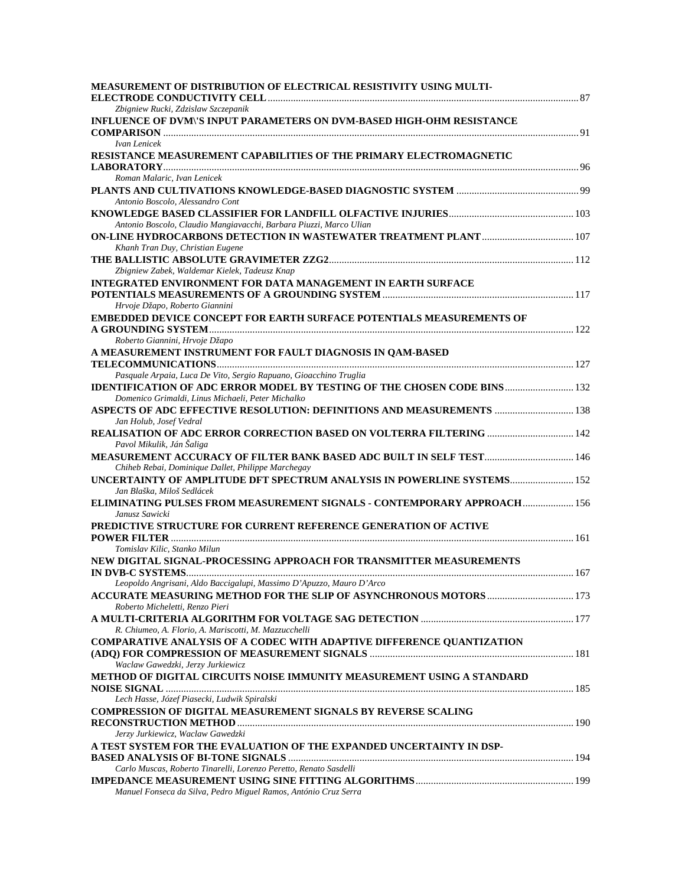**MEASUREMENT OF DISTRIBUTION OF ELECTRICAL RESISTIVITY USING MULTI-ELECTRODE CONDUCTIVITY CELL** ........ 87
*Zbigniew Rucki, Zdzislaw Szczepanik*

**INFLUENCE OF DVM\'S INPUT PARAMETERS ON DVM-BASED HIGH-OHM RESISTANCE COMPARISON** ........ 91
*Ivan Lenicek*

**RESISTANCE MEASUREMENT CAPABILITIES OF THE PRIMARY ELECTROMAGNETIC LABORATORY** ........ 96
*Roman Malaric, Ivan Lenicek*

**PLANTS AND CULTIVATIONS KNOWLEDGE-BASED DIAGNOSTIC SYSTEM** ........ 99
*Antonio Boscolo, Alessandro Cont*

**KNOWLEDGE BASED CLASSIFIER FOR LANDFILL OLFACTIVE INJURIES** ........ 103
*Antonio Boscolo, Claudio Mangiavacchi, Barbara Piuzzi, Marco Ulian*

**ON-LINE HYDROCARBONS DETECTION IN WASTEWATER TREATMENT PLANT** ........ 107
*Khanh Tran Duy, Christian Eugene*

**THE BALLISTIC ABSOLUTE GRAVIMETER ZZG2** ........ 112
*Zbigniew Zabek, Waldemar Kielek, Tadeusz Knap*

**INTEGRATED ENVIRONMENT FOR DATA MANAGEMENT IN EARTH SURFACE POTENTIALS MEASUREMENTS OF A GROUNDING SYSTEM** ........ 117
*Hrvoje Džapo, Roberto Giannini*

**EMBEDDED DEVICE CONCEPT FOR EARTH SURFACE POTENTIALS MEASUREMENTS OF A GROUNDING SYSTEM** ........ 122
*Roberto Giannini, Hrvoje Džapo*

**A MEASUREMENT INSTRUMENT FOR FAULT DIAGNOSIS IN QAM-BASED TELECOMMUNICATIONS** ........ 127
*Pasquale Arpaia, Luca De Vito, Sergio Rapuano, Gioacchino Truglia*

**IDENTIFICATION OF ADC ERROR MODEL BY TESTING OF THE CHOSEN CODE BINS** ........ 132
*Domenico Grimaldi, Linus Michaeli, Peter Michalko*

**ASPECTS OF ADC EFFECTIVE RESOLUTION: DEFINITIONS AND MEASUREMENTS** ........ 138
*Jan Holub, Josef Vedral*

**REALISATION OF ADC ERROR CORRECTION BASED ON VOLTERRA FILTERING** ........ 142
*Pavol Mikulik, Ján Šaliga*

**MEASUREMENT ACCURACY OF FILTER BANK BASED ADC BUILT IN SELF TEST** ........ 146
*Chiheb Rebai, Dominique Dallet, Philippe Marchegay*

**UNCERTAINTY OF AMPLITUDE DFT SPECTRUM ANALYSIS IN POWERLINE SYSTEMS** ........ 152
*Jan Blaška, Miloš Sedlácek*

**ELIMINATING PULSES FROM MEASUREMENT SIGNALS - CONTEMPORARY APPROACH** ........ 156
*Janusz Sawicki*

**PREDICTIVE STRUCTURE FOR CURRENT REFERENCE GENERATION OF ACTIVE POWER FILTER** ........ 161
*Tomislav Kilic, Stanko Milun*

**NEW DIGITAL SIGNAL-PROCESSING APPROACH FOR TRANSMITTER MEASUREMENTS IN DVB-C SYSTEMS** ........ 167
*Leopoldo Angrisani, Aldo Baccigalupi, Massimo D'Apuzzo, Mauro D'Arco*

**ACCURATE MEASURING METHOD FOR THE SLIP OF ASYNCHRONOUS MOTORS** ........ 173
*Roberto Micheletti, Renzo Pieri*

**A MULTI-CRITERIA ALGORITHM FOR VOLTAGE SAG DETECTION** ........ 177
*R. Chiumeo, A. Florio, A. Mariscotti, M. Mazzucchelli*

**COMPARATIVE ANALYSIS OF A CODEC WITH ADAPTIVE DIFFERENCE QUANTIZATION (ADQ) FOR COMPRESSION OF MEASUREMENT SIGNALS** ........ 181
*Waclaw Gawedzki, Jerzy Jurkiewicz*

**METHOD OF DIGITAL CIRCUITS NOISE IMMUNITY MEASUREMENT USING A STANDARD NOISE SIGNAL** ........ 185
*Lech Hasse, Józef Piasecki, Ludwik Spiralski*

**COMPRESSION OF DIGITAL MEASUREMENT SIGNALS BY REVERSE SCALING RECONSTRUCTION METHOD** ........ 190
*Jerzy Jurkiewicz, Waclaw Gawedzki*

**A TEST SYSTEM FOR THE EVALUATION OF THE EXPANDED UNCERTAINTY IN DSP-BASED ANALYSIS OF BI-TONE SIGNALS** ........ 194
*Carlo Muscas, Roberto Tinarelli, Lorenzo Peretto, Renato Sasdelli*

**IMPEDANCE MEASUREMENT USING SINE FITTING ALGORITHMS** ........ 199
*Manuel Fonseca da Silva, Pedro Miguel Ramos, António Cruz Serra*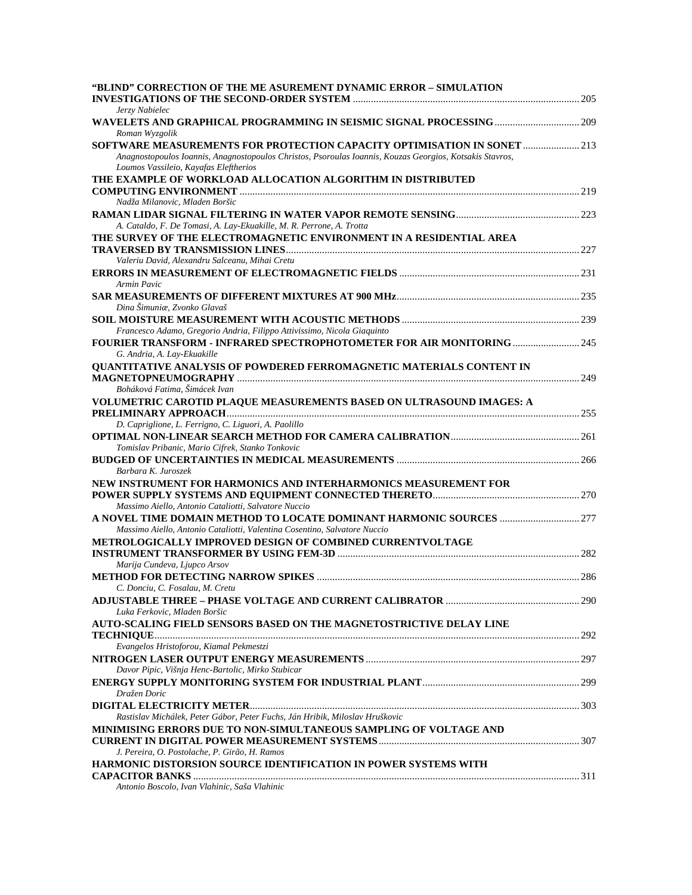**"BLIND" CORRECTION OF THE ME ASUREMENT DYNAMIC ERROR – SIMULATION INVESTIGATIONS OF THE SECOND-ORDER SYSTEM** ........ 205
*Jerzy Nabielec*

**WAVELETS AND GRAPHICAL PROGRAMMING IN SEISMIC SIGNAL PROCESSING** ........ 209
*Roman Wyzgolik*

**SOFTWARE MEASUREMENTS FOR PROTECTION CAPACITY OPTIMISATION IN SONET** ........ 213
*Anagnostopoulos Ioannis, Anagnostopoulos Christos, Psoroulas Ioannis, Kouzas Georgios, Kotsakis Stavros, Loumos Vassileio, Kayafas Eleftherios*

**THE EXAMPLE OF WORKLOAD ALLOCATION ALGORITHM IN DISTRIBUTED COMPUTING ENVIRONMENT** ........ 219
*Nadža Milanovic, Mladen Boršic*

**RAMAN LIDAR SIGNAL FILTERING IN WATER VAPOR REMOTE SENSING** ........ 223
*A. Cataldo, F. De Tomasi, A. Lay-Ekuakille, M. R. Perrone, A. Trotta*

**THE SURVEY OF THE ELECTROMAGNETIC ENVIRONMENT IN A RESIDENTIAL AREA TRAVERSED BY TRANSMISSION LINES** ........ 227
*Valeriu David, Alexandru Salceanu, Mihai Cretu*

**ERRORS IN MEASUREMENT OF ELECTROMAGNETIC FIELDS** ........ 231
*Armin Pavic*

**SAR MEASUREMENTS OF DIFFERENT MIXTURES AT 900 MHz** ........ 235
*Dina Šimuniæ, Zvonko Glavaš*

**SOIL MOISTURE MEASUREMENT WITH ACOUSTIC METHODS** ........ 239
*Francesco Adamo, Gregorio Andria, Filippo Attivissimo, Nicola Giaquinto*

**FOURIER TRANSFORM - INFRARED SPECTROPHOTOMETER FOR AIR MONITORING** ........ 245
*G. Andria, A. Lay-Ekuakille*

**QUANTITATIVE ANALYSIS OF POWDERED FERROMAGNETIC MATERIALS CONTENT IN MAGNETOPNEUMOGRAPHY** ........ 249
*Boháková Fatima, Šimácek Ivan*

**VOLUMETRIC CAROTID PLAQUE MEASUREMENTS BASED ON ULTRASOUND IMAGES: A PRELIMINARY APPROACH** ........ 255
*D. Capriglione, L. Ferrigno, C. Liguori, A. Paolillo*

**OPTIMAL NON-LINEAR SEARCH METHOD FOR CAMERA CALIBRATION** ........ 261
*Tomislav Pribanic, Mario Cifrek, Stanko Tonkovic*

**BUDGED OF UNCERTAINTIES IN MEDICAL MEASUREMENTS** ........ 266
*Barbara K. Juroszek*

**NEW INSTRUMENT FOR HARMONICS AND INTERHARMONICS MEASUREMENT FOR POWER SUPPLY SYSTEMS AND EQUIPMENT CONNECTED THERETO** ........ 270
*Massimo Aiello, Antonio Cataliotti, Salvatore Nuccio*

**A NOVEL TIME DOMAIN METHOD TO LOCATE DOMINANT HARMONIC SOURCES** ........ 277
*Massimo Aiello, Antonio Cataliotti, Valentina Cosentino, Salvatore Nuccio*

**METROLOGICALLY IMPROVED DESIGN OF COMBINED CURRENTVOLTAGE INSTRUMENT TRANSFORMER BY USING FEM-3D** ........ 282
*Marija Cundeva, Ljupco Arsov*

**METHOD FOR DETECTING NARROW SPIKES** ........ 286
*C. Donciu, C. Fosalau, M. Cretu*

**ADJUSTABLE THREE – PHASE VOLTAGE AND CURRENT CALIBRATOR** ........ 290
*Luka Ferkovic, Mladen Boršic*

**AUTO-SCALING FIELD SENSORS BASED ON THE MAGNETOSTRICTIVE DELAY LINE TECHNIQUE** ........ 292
*Evangelos Hristoforou, Kiamal Pekmestzi*

**NITROGEN LASER OUTPUT ENERGY MEASUREMENTS** ........ 297
*Davor Pipic, Višnja Henc-Bartolic, Mirko Stubicar*

**ENERGY SUPPLY MONITORING SYSTEM FOR INDUSTRIAL PLANT** ........ 299
*Dražen Doric*

**DIGITAL ELECTRICITY METER** ........ 303
*Rastislav Michálek, Peter Gábor, Peter Fuchs, Ján Hribik, Miloslav Hruškovic*

**MINIMISING ERRORS DUE TO NON-SIMULTANEOUS SAMPLING OF VOLTAGE AND CURRENT IN DIGITAL POWER MEASUREMENT SYSTEMS** ........ 307
*J. Pereira, O. Postolache, P. Girão, H. Ramos*

**HARMONIC DISTORSION SOURCE IDENTIFICATION IN POWER SYSTEMS WITH CAPACITOR BANKS** ........ 311
*Antonio Boscolo, Ivan Vlahinic, Saša Vlahinic*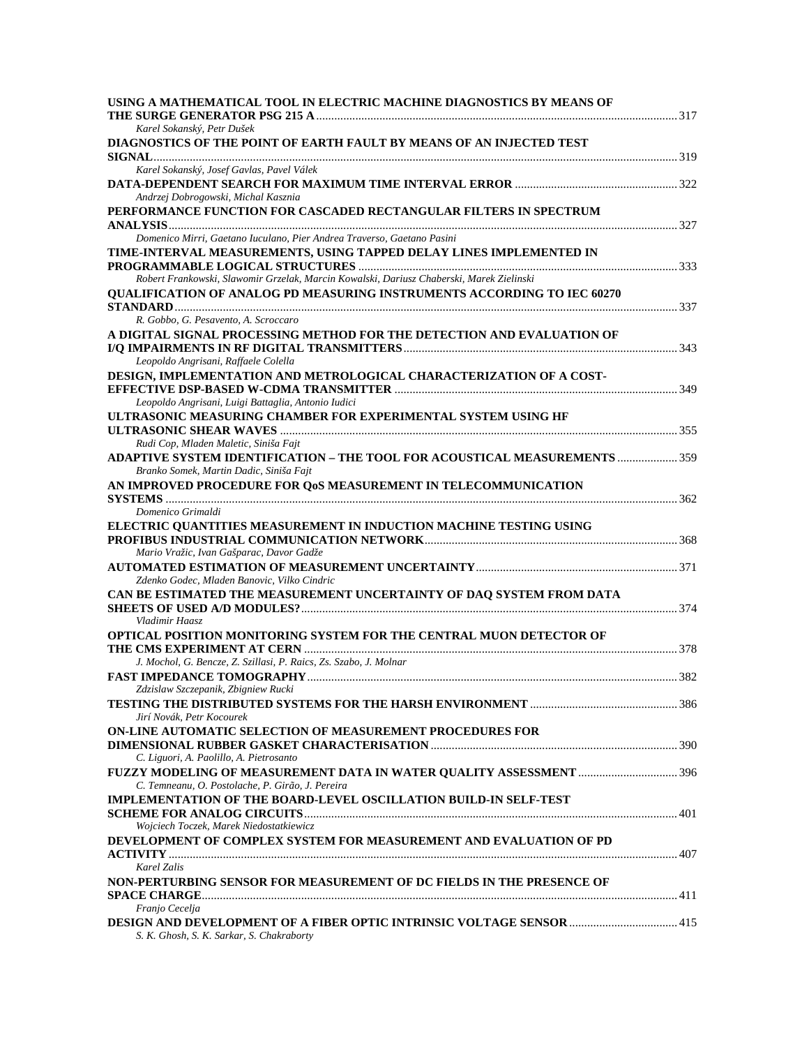**USING A MATHEMATICAL TOOL IN ELECTRIC MACHINE DIAGNOSTICS BY MEANS OF THE SURGE GENERATOR PSG 215 A** ........ 317
*Karel Sokanský, Petr Dušek*

**DIAGNOSTICS OF THE POINT OF EARTH FAULT BY MEANS OF AN INJECTED TEST SIGNAL** ........ 319
*Karel Sokanský, Josef Gavlas, Pavel Válek*

**DATA-DEPENDENT SEARCH FOR MAXIMUM TIME INTERVAL ERROR** ........ 322
*Andrzej Dobrogowski, Michal Kasznia*

**PERFORMANCE FUNCTION FOR CASCADED RECTANGULAR FILTERS IN SPECTRUM ANALYSIS** ........ 327
*Domenico Mirri, Gaetano Iuculano, Pier Andrea Traverso, Gaetano Pasini*

**TIME-INTERVAL MEASUREMENTS, USING TAPPED DELAY LINES IMPLEMENTED IN PROGRAMMABLE LOGICAL STRUCTURES** ........ 333
*Robert Frankowski, Slawomir Grzelak, Marcin Kowalski, Dariusz Chaberski, Marek Zielinski*

**QUALIFICATION OF ANALOG PD MEASURING INSTRUMENTS ACCORDING TO IEC 60270 STANDARD** ........ 337
*R. Gobbo, G. Pesavento, A. Scroccaro*

**A DIGITAL SIGNAL PROCESSING METHOD FOR THE DETECTION AND EVALUATION OF I/Q IMPAIRMENTS IN RF DIGITAL TRANSMITTERS** ........ 343
*Leopoldo Angrisani, Raffaele Colella*

**DESIGN, IMPLEMENTATION AND METROLOGICAL CHARACTERIZATION OF A COST-EFFECTIVE DSP-BASED W-CDMA TRANSMITTER** ........ 349
*Leopoldo Angrisani, Luigi Battaglia, Antonio Iudici*

**ULTRASONIC MEASURING CHAMBER FOR EXPERIMENTAL SYSTEM USING HF ULTRASONIC SHEAR WAVES** ........ 355
*Rudi Cop, Mladen Maletic, Siniša Fajt*

**ADAPTIVE SYSTEM IDENTIFICATION – THE TOOL FOR ACOUSTICAL MEASUREMENTS** ........ 359
*Branko Somek, Martin Dadic, Siniša Fajt*

**AN IMPROVED PROCEDURE FOR QoS MEASUREMENT IN TELECOMMUNICATION SYSTEMS** ........ 362
*Domenico Grimaldi*

**ELECTRIC QUANTITIES MEASUREMENT IN INDUCTION MACHINE TESTING USING PROFIBUS INDUSTRIAL COMMUNICATION NETWORK** ........ 368
*Mario Vražic, Ivan Gašparac, Davor Gadže*

**AUTOMATED ESTIMATION OF MEASUREMENT UNCERTAINTY** ........ 371
*Zdenko Godec, Mladen Banovic, Vilko Cindric*

**CAN BE ESTIMATED THE MEASUREMENT UNCERTAINTY OF DAQ SYSTEM FROM DATA SHEETS OF USED A/D MODULES?** ........ 374
*Vladimir Haasz*

**OPTICAL POSITION MONITORING SYSTEM FOR THE CENTRAL MUON DETECTOR OF THE CMS EXPERIMENT AT CERN** ........ 378
*J. Mochol, G. Bencze, Z. Szillasi, P. Raics, Zs. Szabo, J. Molnar*

**FAST IMPEDANCE TOMOGRAPHY** ........ 382
*Zdzislaw Szczepanik, Zbigniew Rucki*

**TESTING THE DISTRIBUTED SYSTEMS FOR THE HARSH ENVIRONMENT** ........ 386
*Jirí Novák, Petr Kocourek*

**ON-LINE AUTOMATIC SELECTION OF MEASUREMENT PROCEDURES FOR DIMENSIONAL RUBBER GASKET CHARACTERISATION** ........ 390
*C. Liguori, A. Paolillo, A. Pietrosanto*

**FUZZY MODELING OF MEASUREMENT DATA IN WATER QUALITY ASSESSMENT** ........ 396
*C. Temneanu, O. Postolache, P. Girão, J. Pereira*

**IMPLEMENTATION OF THE BOARD-LEVEL OSCILLATION BUILD-IN SELF-TEST SCHEME FOR ANALOG CIRCUITS** ........ 401
*Wojciech Toczek, Marek Niedostatkiewicz*

**DEVELOPMENT OF COMPLEX SYSTEM FOR MEASUREMENT AND EVALUATION OF PD ACTIVITY** ........ 407
*Karel Zalis*

**NON-PERTURBING SENSOR FOR MEASUREMENT OF DC FIELDS IN THE PRESENCE OF SPACE CHARGE** ........ 411
*Franjo Cecelja*

**DESIGN AND DEVELOPMENT OF A FIBER OPTIC INTRINSIC VOLTAGE SENSOR** ........ 415
*S. K. Ghosh, S. K. Sarkar, S. Chakraborty*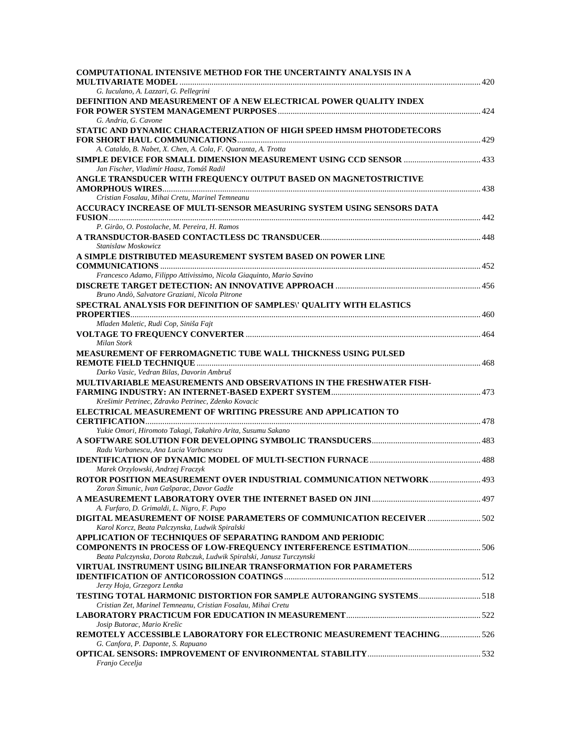**COMPUTATIONAL INTENSIVE METHOD FOR THE UNCERTAINTY ANALYSIS IN A MULTIVARIATE MODEL** ........ 420
*G. Iuculano, A. Lazzari, G. Pellegrini*

**DEFINITION AND MEASUREMENT OF A NEW ELECTRICAL POWER QUALITY INDEX FOR POWER SYSTEM MANAGEMENT PURPOSES** ........ 424
*G. Andria, G. Cavone*

**STATIC AND DYNAMIC CHARACTERIZATION OF HIGH SPEED HMSM PHOTODETECORS FOR SHORT HAUL COMMUNICATIONS** ........ 429
*A. Cataldo, B. Nabet, X. Chen, A. Cola, F. Quaranta, A. Trotta*

**SIMPLE DEVICE FOR SMALL DIMENSION MEASUREMENT USING CCD SENSOR** ........ 433
*Jan Fischer, Vladimír Haasz, Tomáš Radil*

**ANGLE TRANSDUCER WITH FREQUENCY OUTPUT BASED ON MAGNETOSTRICTIVE AMORPHOUS WIRES** ........ 438
*Cristian Fosalau, Mihai Cretu, Marinel Temneanu*

**ACCURACY INCREASE OF MULTI-SENSOR MEASURING SYSTEM USING SENSORS DATA FUSION** ........ 442
*P. Girão, O. Postolache, M. Pereira, H. Ramos*

**A TRANSDUCTOR-BASED CONTACTLESS DC TRANSDUCER** ........ 448
*Stanislaw Moskowicz*

**A SIMPLE DISTRIBUTED MEASUREMENT SYSTEM BASED ON POWER LINE COMMUNICATIONS** ........ 452
*Francesco Adamo, Filippo Attivissimo, Nicola Giaquinto, Mario Savino*

**DISCRETE TARGET DETECTION: AN INNOVATIVE APPROACH** ........ 456
*Bruno Andò, Salvatore Graziani, Nicola Pitrone*

**SPECTRAL ANALYSIS FOR DEFINITION OF SAMPLES\' QUALITY WITH ELASTICS PROPERTIES** ........ 460
*Mladen Maletic, Rudi Cop, Siniša Fajt*

**VOLTAGE TO FREQUENCY CONVERTER** ........ 464
*Milan Stork*

**MEASUREMENT OF FERROMAGNETIC TUBE WALL THICKNESS USING PULSED REMOTE FIELD TECHNIQUE** ........ 468
*Darko Vasic, Vedran Bilas, Davorin Ambruš*

**MULTIVARIABLE MEASUREMENTS AND OBSERVATIONS IN THE FRESHWATER FISH-FARMING INDUSTRY: AN INTERNET-BASED EXPERT SYSTEM** ........ 473
*Krešimir Petrinec, Zdravko Petrinec, Zdenko Kovacic*

**ELECTRICAL MEASUREMENT OF WRITING PRESSURE AND APPLICATION TO CERTIFICATION** ........ 478
*Yukie Omori, Hiromoto Takagi, Takahiro Arita, Susumu Sakano*

**A SOFTWARE SOLUTION FOR DEVELOPING SYMBOLIC TRANSDUCERS** ........ 483
*Radu Varbanescu, Ana Lucia Varbanescu*

**IDENTIFICATION OF DYNAMIC MODEL OF MULTI-SECTION FURNACE** ........ 488
*Marek Orzylowski, Andrzej Fraczyk*

**ROTOR POSITION MEASUREMENT OVER INDUSTRIAL COMMUNICATION NETWORK** ........ 493
*Zoran Šimunic, Ivan Gašparac, Davor Gadže*

**A MEASUREMENT LABORATORY OVER THE INTERNET BASED ON JINI** ........ 497
*A. Furfaro, D. Grimaldi, L. Nigro, F. Pupo*

**DIGITAL MEASUREMENT OF NOISE PARAMETERS OF COMMUNICATION RECEIVER** ........ 502
*Karol Korcz, Beata Palczynska, Ludwik Spiralski*

**APPLICATION OF TECHNIQUES OF SEPARATING RANDOM AND PERIODIC COMPONENTS IN PROCESS OF LOW-FREQUENCY INTERFERENCE ESTIMATION** ........ 506
*Beata Palczynska, Dorota Rabczuk, Ludwik Spiralski, Janusz Turczynski*

**VIRTUAL INSTRUMENT USING BILINEAR TRANSFORMATION FOR PARAMETERS IDENTIFICATION OF ANTICOROSSION COATINGS** ........ 512
*Jerzy Hoja, Grzegorz Lentka*

**TESTING TOTAL HARMONIC DISTORTION FOR SAMPLE AUTORANGING SYSTEMS** ........ 518
*Cristian Zet, Marinel Temneanu, Cristian Fosalau, Mihai Cretu*

**LABORATORY PRACTICUM FOR EDUCATION IN MEASUREMENT** ........ 522
*Josip Butorac, Mario Krešic*

**REMOTELY ACCESSIBLE LABORATORY FOR ELECTRONIC MEASUREMENT TEACHING** ........ 526
*G. Canfora, P. Daponte, S. Rapuano*

**OPTICAL SENSORS: IMPROVEMENT OF ENVIRONMENTAL STABILITY** ........ 532
*Franjo Cecelja*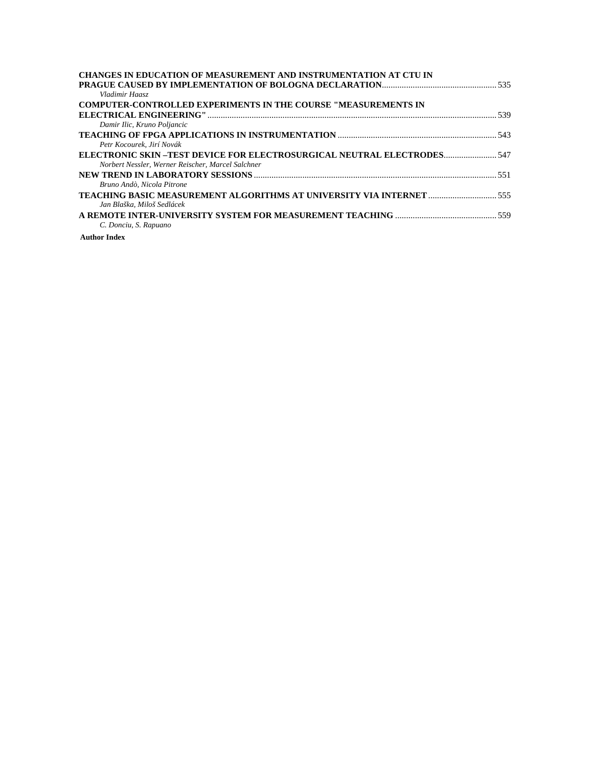**CHANGES IN EDUCATION OF MEASUREMENT AND INSTRUMENTATION AT CTU IN PRAGUE CAUSED BY IMPLEMENTATION OF BOLOGNA DECLARATION** ... 535
*Vladimir Haasz*

**COMPUTER-CONTROLLED EXPERIMENTS IN THE COURSE "MEASUREMENTS IN ELECTRICAL ENGINEERING"** ... 539
*Damir Ilic, Kruno Poljancic*

**TEACHING OF FPGA APPLICATIONS IN INSTRUMENTATION** ... 543
*Petr Kocourek, Jirí Novák*

**ELECTRONIC SKIN –TEST DEVICE FOR ELECTROSURGICAL NEUTRAL ELECTRODES** ... 547
*Norbert Nessler, Werner Reischer, Marcel Salchner*

**NEW TREND IN LABORATORY SESSIONS** ... 551
*Bruno Andò, Nicola Pitrone*

**TEACHING BASIC MEASUREMENT ALGORITHMS AT UNIVERSITY VIA INTERNET** ... 555
*Jan Blaška, Miloš Sedlácek*

**A REMOTE INTER-UNIVERSITY SYSTEM FOR MEASUREMENT TEACHING** ... 559
*C. Donciu, S. Rapuano*

**Author Index**